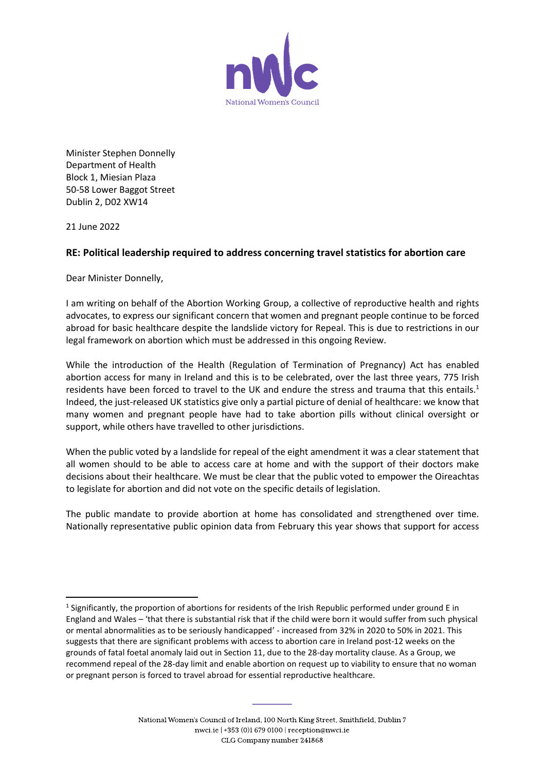Minister Stephen Donnelly
Department of Health
Block 1, Miesian Plaza
50-58 Lower Baggot Street
Dublin 2, D02 XW14

21 June 2022

**RE: Political leadership required to address concerning travel statistics for abortion care**

Dear Minister Donnelly,

I am writing on behalf of the Abortion Working Group, a collective of reproductive health and rights advocates, to express our significant concern that women and pregnant people continue to be forced abroad for basic healthcare despite the landslide victory for Repeal. This is due to restrictions in our legal framework on abortion which must be addressed in this ongoing Review.

While the introduction of the Health (Regulation of Termination of Pregnancy) Act has enabled abortion access for many in Ireland and this is to be celebrated, over the last three years, 775 Irish residents have been forced to travel to the UK and endure the stress and trauma that this entails.[1] Indeed, the just-released UK statistics give only a partial picture of denial of healthcare: we know that many women and pregnant people have had to take abortion pills without clinical oversight or support, while others have travelled to other jurisdictions.

When the public voted by a landslide for repeal of the eight amendment it was a clear statement that all women should to be able to access care at home and with the support of their doctors make decisions about their healthcare. We must be clear that the public voted to empower the Oireachtas to legislate for abortion and did not vote on the specific details of legislation.

The public mandate to provide abortion at home has consolidated and strengthened over time. Nationally representative public opinion data from February this year shows that support for access

---

[1] Significantly, the proportion of abortions for residents of the Irish Republic performed under ground E in England and Wales – 'that there is substantial risk that if the child were born it would suffer from such physical or mental abnormalities as to be seriously handicapped' - increased from 32% in 2020 to 50% in 2021. This suggests that there are significant problems with access to abortion care in Ireland post-12 weeks on the grounds of fatal foetal anomaly laid out in Section 11, due to the 28-day mortality clause. As a Group, we recommend repeal of the 28-day limit and enable abortion on request up to viability to ensure that no woman or pregnant person is forced to travel abroad for essential reproductive healthcare.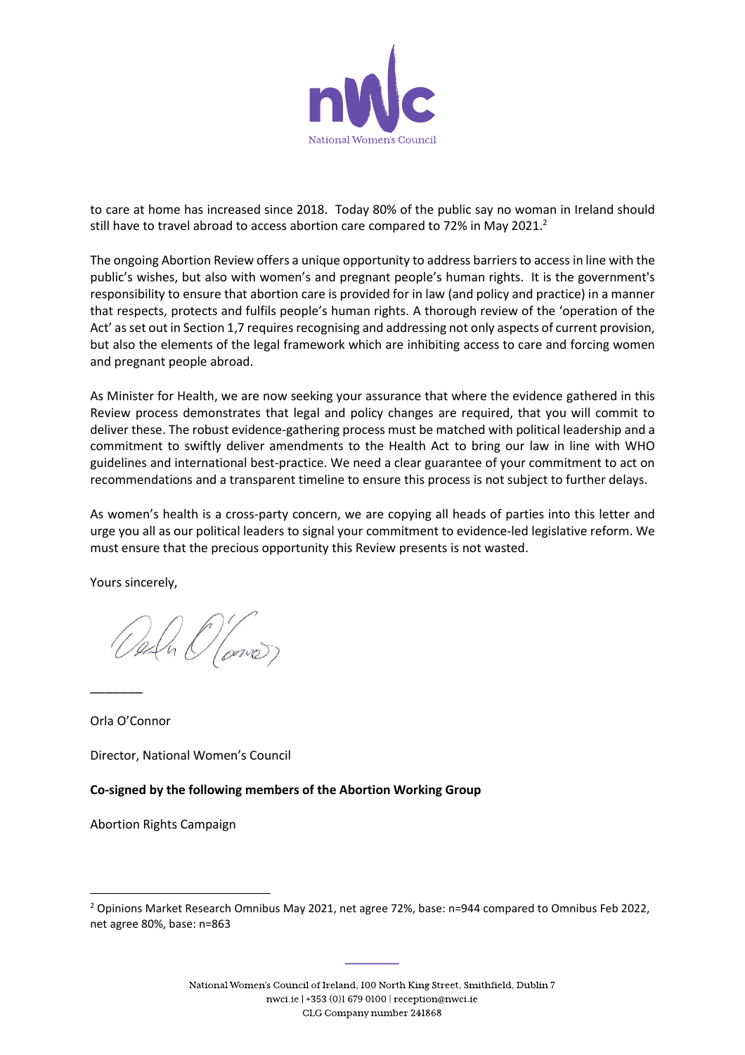to care at home has increased since 2018. Today 80% of the public say no woman in Ireland should still have to travel abroad to access abortion care compared to 72% in May 2021.[2]

The ongoing Abortion Review offers a unique opportunity to address barriers to access in line with the public's wishes, but also with women's and pregnant people's human rights. It is the government's responsibility to ensure that abortion care is provided for in law (and policy and practice) in a manner that respects, protects and fulfils people's human rights. A thorough review of the 'operation of the Act' as set out in Section 1,7 requires recognising and addressing not only aspects of current provision, but also the elements of the legal framework which are inhibiting access to care and forcing women and pregnant people abroad.

As Minister for Health, we are now seeking your assurance that where the evidence gathered in this Review process demonstrates that legal and policy changes are required, that you will commit to deliver these. The robust evidence-gathering process must be matched with political leadership and a commitment to swiftly deliver amendments to the Health Act to bring our law in line with WHO guidelines and international best-practice. We need a clear guarantee of your commitment to act on recommendations and a transparent timeline to ensure this process is not subject to further delays.

As women's health is a cross-party concern, we are copying all heads of parties into this letter and urge you all as our political leaders to signal your commitment to evidence-led legislative reform. We must ensure that the precious opportunity this Review presents is not wasted.

Yours sincerely,

\_\_\_\_\_\_\_

Orla O'Connor

Director, National Women's Council

**Co-signed by the following members of the Abortion Working Group**

Abortion Rights Campaign

---

[2] Opinions Market Research Omnibus May 2021, net agree 72%, base: n=944 compared to Omnibus Feb 2022, net agree 80%, base: n=863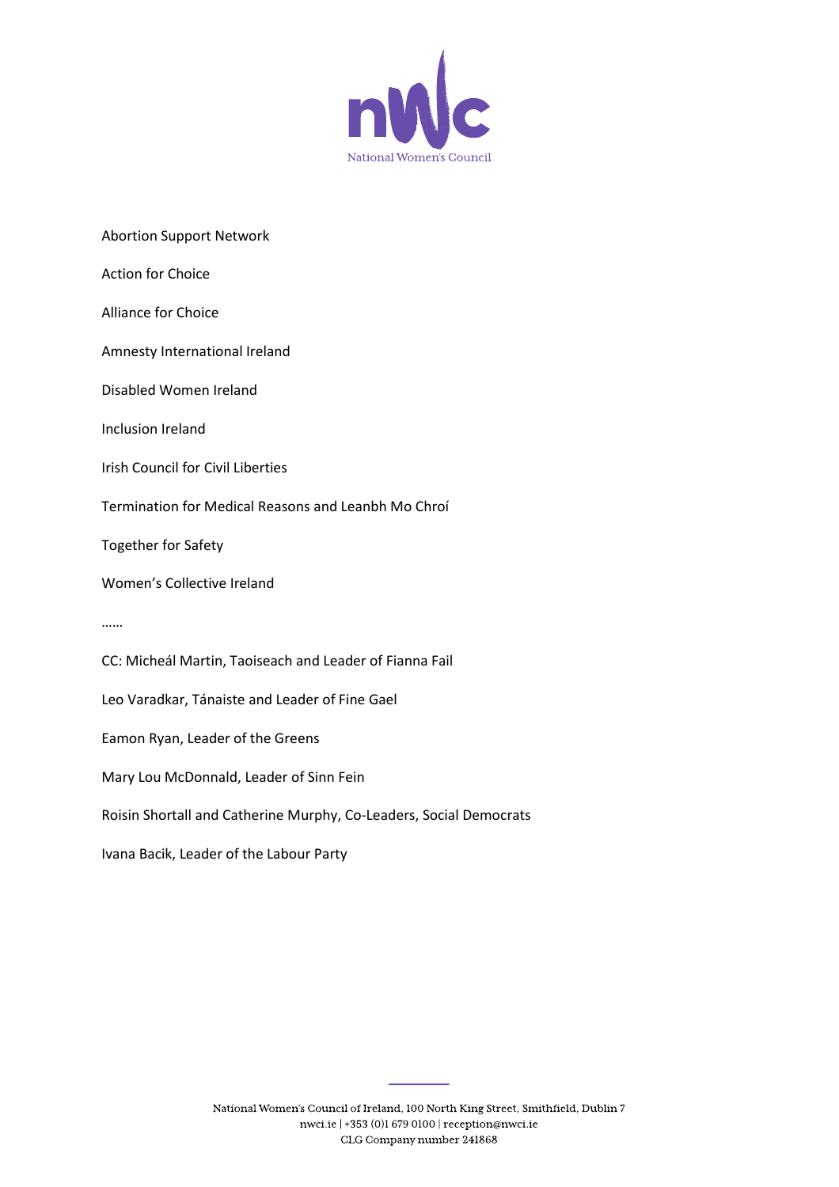Abortion Support Network

Action for Choice

Alliance for Choice

Amnesty International Ireland

Disabled Women Ireland

Inclusion Ireland

Irish Council for Civil Liberties

Termination for Medical Reasons and Leanbh Mo Chroí

Together for Safety

Women's Collective Ireland

……

CC: Micheál Martin, Taoiseach and Leader of Fianna Fail

Leo Varadkar, Tánaiste and Leader of Fine Gael

Eamon Ryan, Leader of the Greens

Mary Lou McDonnald, Leader of Sinn Fein

Roisin Shortall and Catherine Murphy, Co-Leaders, Social Democrats

Ivana Bacik, Leader of the Labour Party